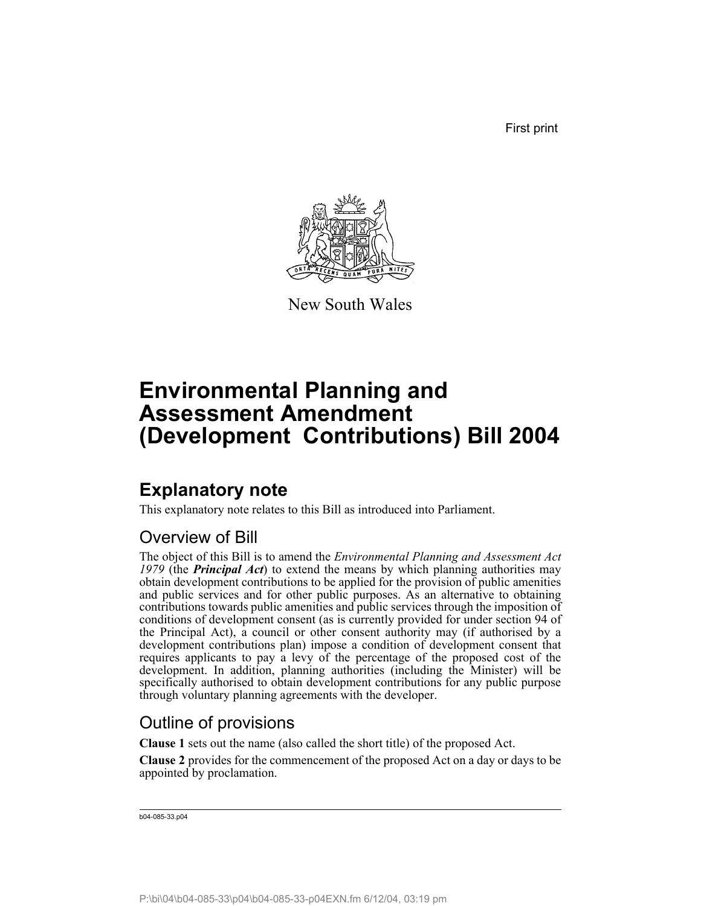First print

New South Wales

# Environmental Planning and Assessment Amendment (Development Contributions) Bill 2004

## Explanatory note

This explanatory note relates to this Bill as introduced into Parliament.

### Overview of Bill

The object of this Bill is to amend the *Environmental Planning and Assessment Act 1979* (the ***Principal Act***) to extend the means by which planning authorities may obtain development contributions to be applied for the provision of public amenities and public services and for other public purposes. As an alternative to obtaining contributions towards public amenities and public services through the imposition of conditions of development consent (as is currently provided for under section 94 of the Principal Act), a council or other consent authority may (if authorised by a development contributions plan) impose a condition of development consent that requires applicants to pay a levy of the percentage of the proposed cost of the development. In addition, planning authorities (including the Minister) will be specifically authorised to obtain development contributions for any public purpose through voluntary planning agreements with the developer.

### Outline of provisions

**Clause 1** sets out the name (also called the short title) of the proposed Act.

**Clause 2** provides for the commencement of the proposed Act on a day or days to be appointed by proclamation.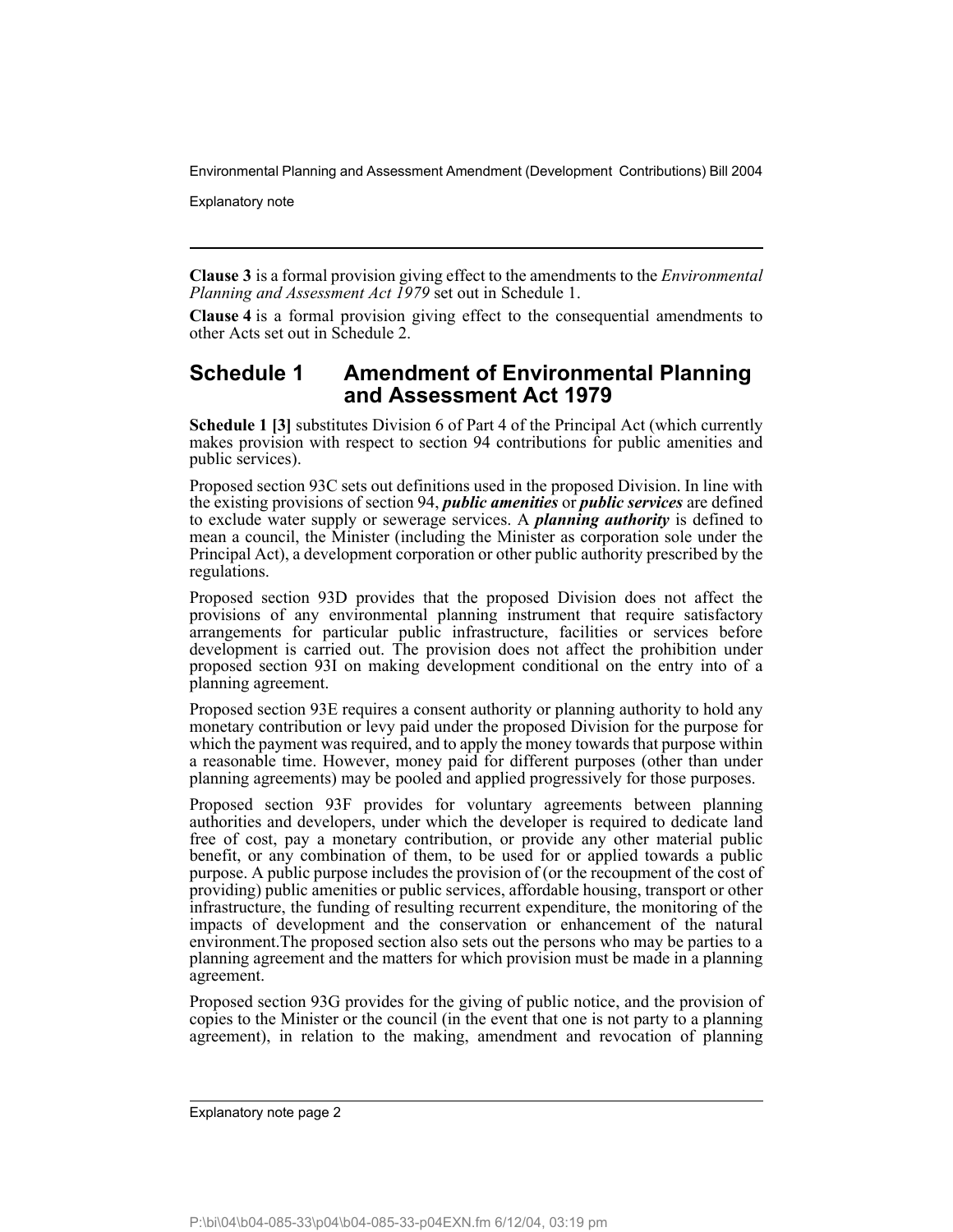**Clause 3** is a formal provision giving effect to the amendments to the *Environmental Planning and Assessment Act 1979* set out in Schedule 1.

**Clause 4** is a formal provision giving effect to the consequential amendments to other Acts set out in Schedule 2.

## Schedule 1 Amendment of Environmental Planning and Assessment Act 1979

**Schedule 1 [3]** substitutes Division 6 of Part 4 of the Principal Act (which currently makes provision with respect to section 94 contributions for public amenities and public services).

Proposed section 93C sets out definitions used in the proposed Division. In line with the existing provisions of section 94, ***public amenities*** or ***public services*** are defined to exclude water supply or sewerage services. A ***planning authority*** is defined to mean a council, the Minister (including the Minister as corporation sole under the Principal Act), a development corporation or other public authority prescribed by the regulations.

Proposed section 93D provides that the proposed Division does not affect the provisions of any environmental planning instrument that require satisfactory arrangements for particular public infrastructure, facilities or services before development is carried out. The provision does not affect the prohibition under proposed section 93I on making development conditional on the entry into of a planning agreement.

Proposed section 93E requires a consent authority or planning authority to hold any monetary contribution or levy paid under the proposed Division for the purpose for which the payment was required, and to apply the money towards that purpose within a reasonable time. However, money paid for different purposes (other than under planning agreements) may be pooled and applied progressively for those purposes.

Proposed section 93F provides for voluntary agreements between planning authorities and developers, under which the developer is required to dedicate land free of cost, pay a monetary contribution, or provide any other material public benefit, or any combination of them, to be used for or applied towards a public purpose. A public purpose includes the provision of (or the recoupment of the cost of providing) public amenities or public services, affordable housing, transport or other infrastructure, the funding of resulting recurrent expenditure, the monitoring of the impacts of development and the conservation or enhancement of the natural environment.The proposed section also sets out the persons who may be parties to a planning agreement and the matters for which provision must be made in a planning agreement.

Proposed section 93G provides for the giving of public notice, and the provision of copies to the Minister or the council (in the event that one is not party to a planning agreement), in relation to the making, amendment and revocation of planning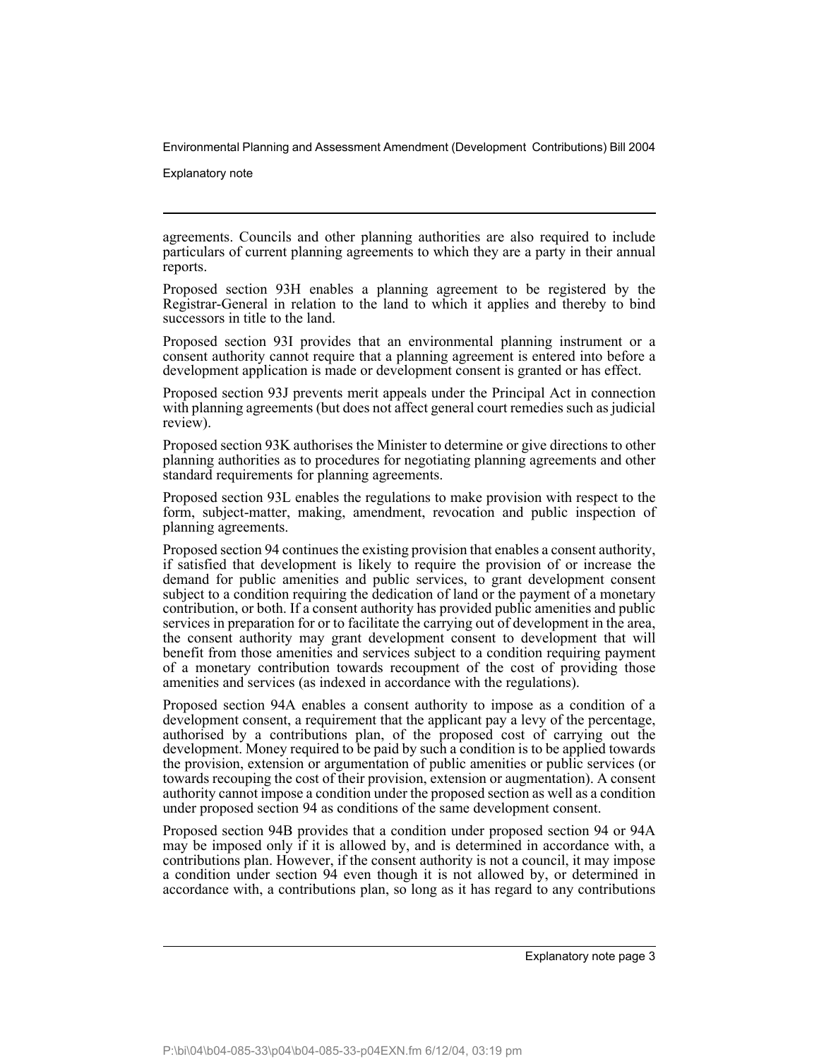agreements. Councils and other planning authorities are also required to include particulars of current planning agreements to which they are a party in their annual reports.

Proposed section 93H enables a planning agreement to be registered by the Registrar-General in relation to the land to which it applies and thereby to bind successors in title to the land.

Proposed section 93I provides that an environmental planning instrument or a consent authority cannot require that a planning agreement is entered into before a development application is made or development consent is granted or has effect.

Proposed section 93J prevents merit appeals under the Principal Act in connection with planning agreements (but does not affect general court remedies such as judicial review).

Proposed section 93K authorises the Minister to determine or give directions to other planning authorities as to procedures for negotiating planning agreements and other standard requirements for planning agreements.

Proposed section 93L enables the regulations to make provision with respect to the form, subject-matter, making, amendment, revocation and public inspection of planning agreements.

Proposed section 94 continues the existing provision that enables a consent authority, if satisfied that development is likely to require the provision of or increase the demand for public amenities and public services, to grant development consent subject to a condition requiring the dedication of land or the payment of a monetary contribution, or both. If a consent authority has provided public amenities and public services in preparation for or to facilitate the carrying out of development in the area, the consent authority may grant development consent to development that will benefit from those amenities and services subject to a condition requiring payment of a monetary contribution towards recoupment of the cost of providing those amenities and services (as indexed in accordance with the regulations).

Proposed section 94A enables a consent authority to impose as a condition of a development consent, a requirement that the applicant pay a levy of the percentage, authorised by a contributions plan, of the proposed cost of carrying out the development. Money required to be paid by such a condition is to be applied towards the provision, extension or argumentation of public amenities or public services (or towards recouping the cost of their provision, extension or augmentation). A consent authority cannot impose a condition under the proposed section as well as a condition under proposed section 94 as conditions of the same development consent.

Proposed section 94B provides that a condition under proposed section 94 or 94A may be imposed only if it is allowed by, and is determined in accordance with, a contributions plan. However, if the consent authority is not a council, it may impose a condition under section 94 even though it is not allowed by, or determined in accordance with, a contributions plan, so long as it has regard to any contributions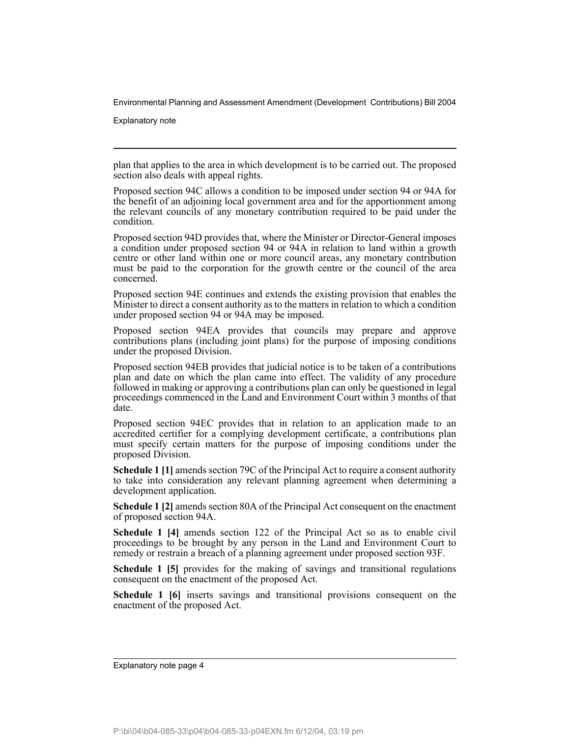plan that applies to the area in which development is to be carried out. The proposed section also deals with appeal rights.

Proposed section 94C allows a condition to be imposed under section 94 or 94A for the benefit of an adjoining local government area and for the apportionment among the relevant councils of any monetary contribution required to be paid under the condition.

Proposed section 94D provides that, where the Minister or Director-General imposes a condition under proposed section 94 or 94A in relation to land within a growth centre or other land within one or more council areas, any monetary contribution must be paid to the corporation for the growth centre or the council of the area concerned.

Proposed section 94E continues and extends the existing provision that enables the Minister to direct a consent authority as to the matters in relation to which a condition under proposed section 94 or 94A may be imposed.

Proposed section 94EA provides that councils may prepare and approve contributions plans (including joint plans) for the purpose of imposing conditions under the proposed Division.

Proposed section 94EB provides that judicial notice is to be taken of a contributions plan and date on which the plan came into effect. The validity of any procedure followed in making or approving a contributions plan can only be questioned in legal proceedings commenced in the Land and Environment Court within 3 months of that date.

Proposed section 94EC provides that in relation to an application made to an accredited certifier for a complying development certificate, a contributions plan must specify certain matters for the purpose of imposing conditions under the proposed Division.

**Schedule 1 [1]** amends section 79C of the Principal Act to require a consent authority to take into consideration any relevant planning agreement when determining a development application.

**Schedule 1 [2]** amends section 80A of the Principal Act consequent on the enactment of proposed section 94A.

**Schedule 1 [4]** amends section 122 of the Principal Act so as to enable civil proceedings to be brought by any person in the Land and Environment Court to remedy or restrain a breach of a planning agreement under proposed section 93F.

**Schedule 1 [5]** provides for the making of savings and transitional regulations consequent on the enactment of the proposed Act.

**Schedule 1 [6]** inserts savings and transitional provisions consequent on the enactment of the proposed Act.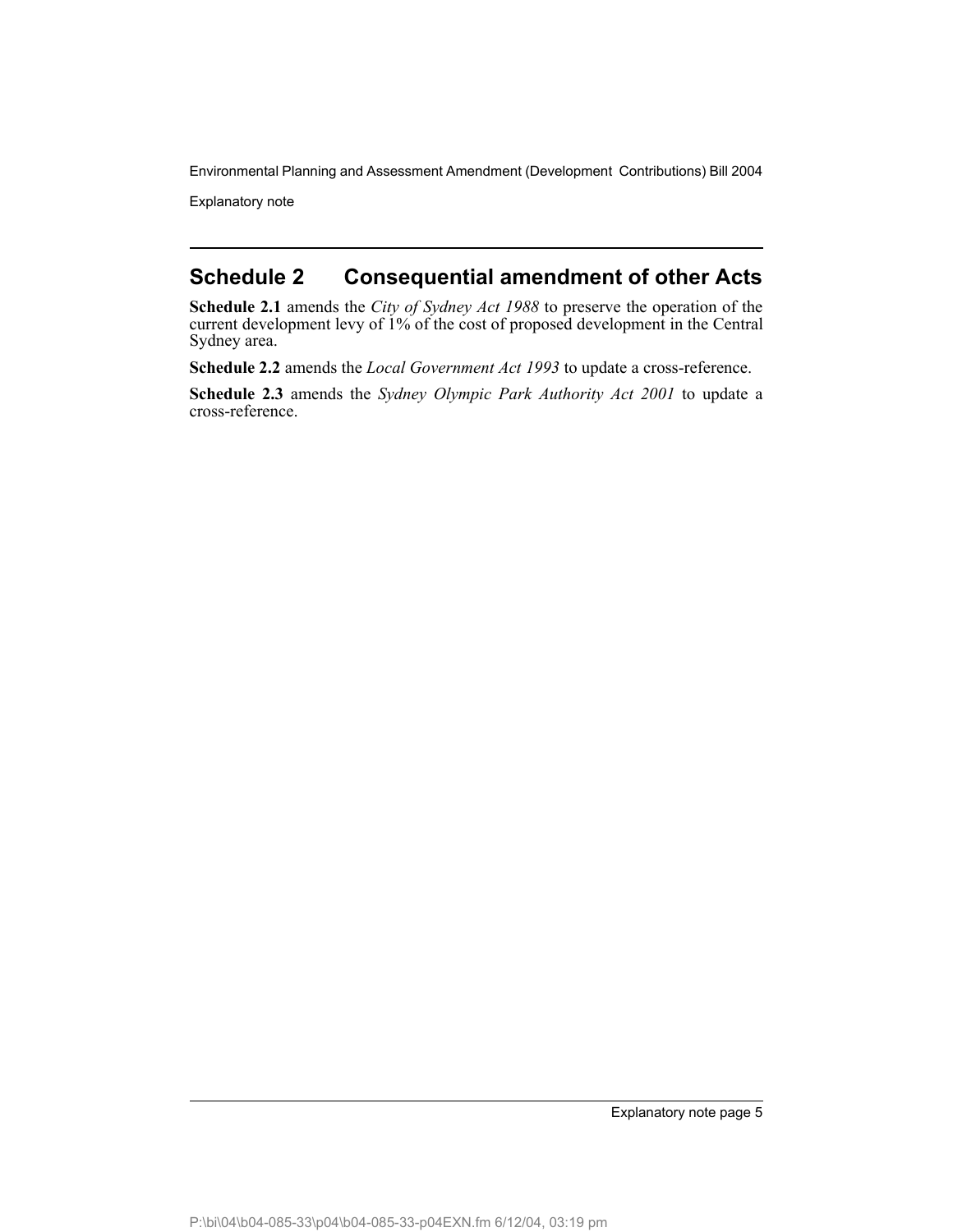## Schedule 2 Consequential amendment of other Acts

**Schedule 2.1** amends the *City of Sydney Act 1988* to preserve the operation of the current development levy of 1% of the cost of proposed development in the Central Sydney area.

**Schedule 2.2** amends the *Local Government Act 1993* to update a cross-reference.

**Schedule 2.3** amends the *Sydney Olympic Park Authority Act 2001* to update a cross-reference.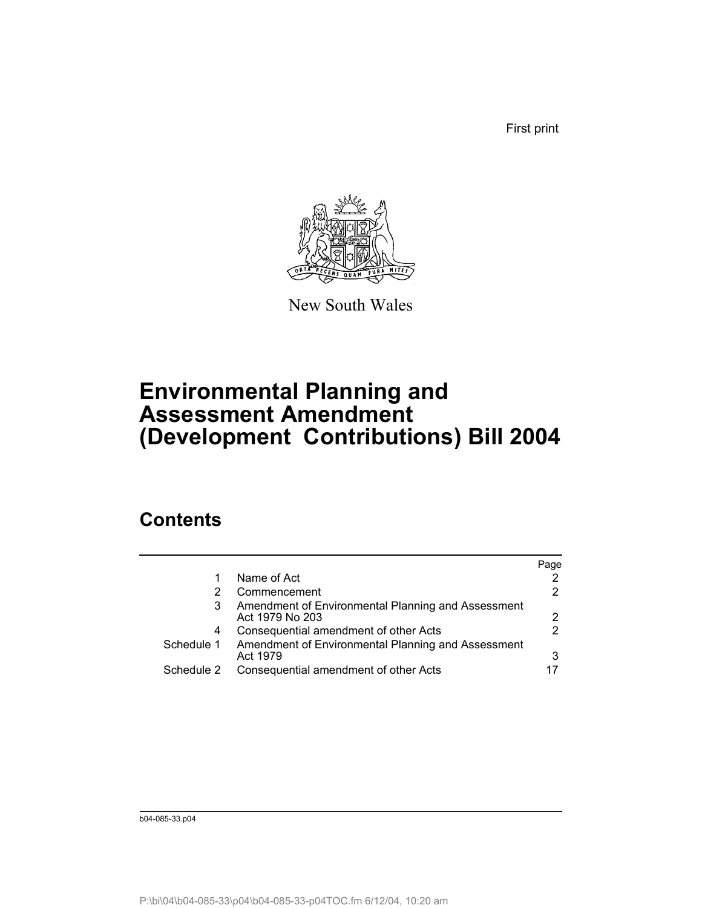First print

New South Wales

# Environmental Planning and Assessment Amendment (Development Contributions) Bill 2004

## Contents

| | | Page |
|---|---|---|
| 1 | Name of Act | 2 |
| 2 | Commencement | 2 |
| 3 | Amendment of Environmental Planning and Assessment Act 1979 No 203 | 2 |
| 4 | Consequential amendment of other Acts | 2 |
| Schedule 1 | Amendment of Environmental Planning and Assessment Act 1979 | 3 |
| Schedule 2 | Consequential amendment of other Acts | 17 |

b04-085-33.p04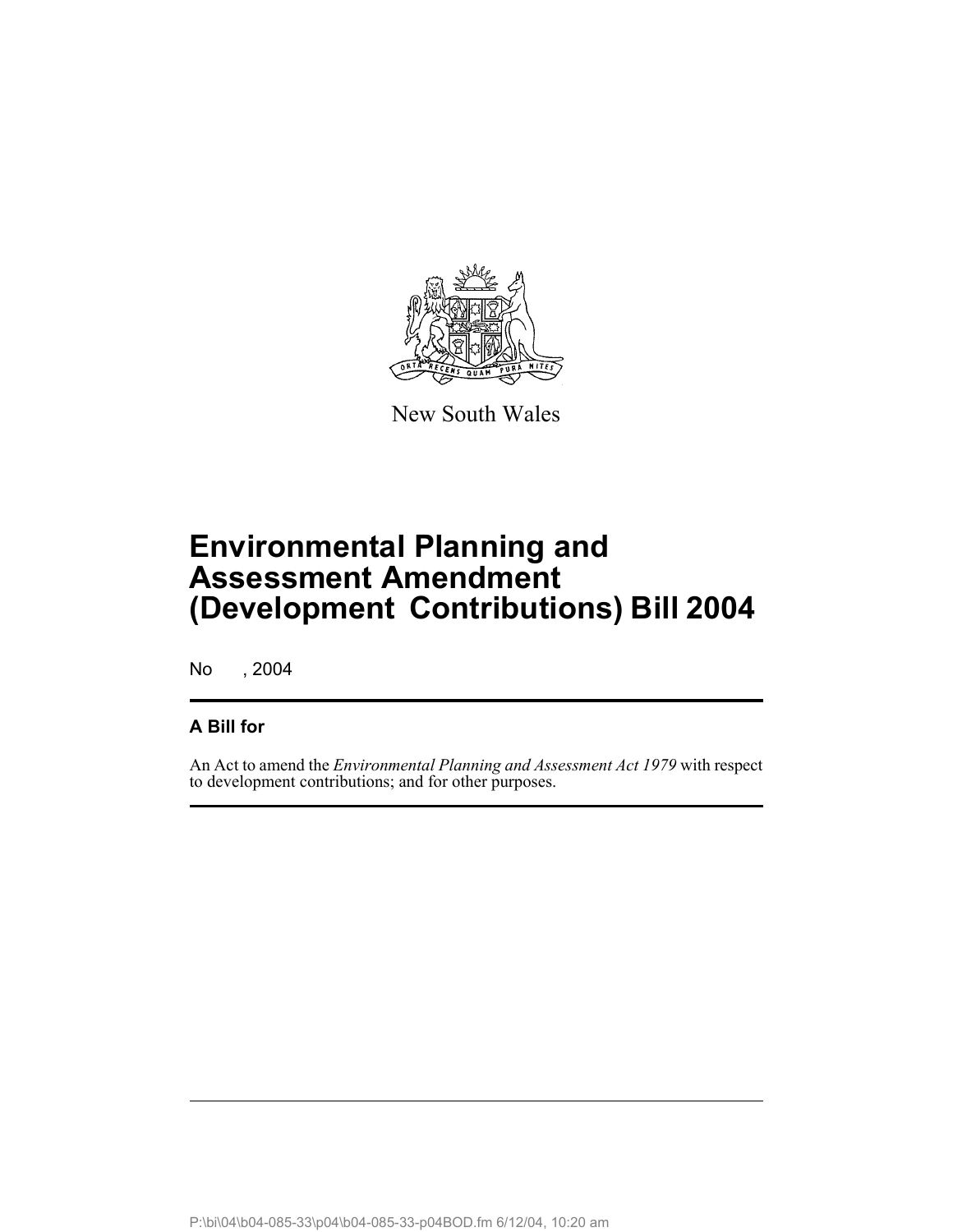New South Wales

# Environmental Planning and Assessment Amendment (Development Contributions) Bill 2004

No , 2004

## A Bill for

An Act to amend the *Environmental Planning and Assessment Act 1979* with respect to development contributions; and for other purposes.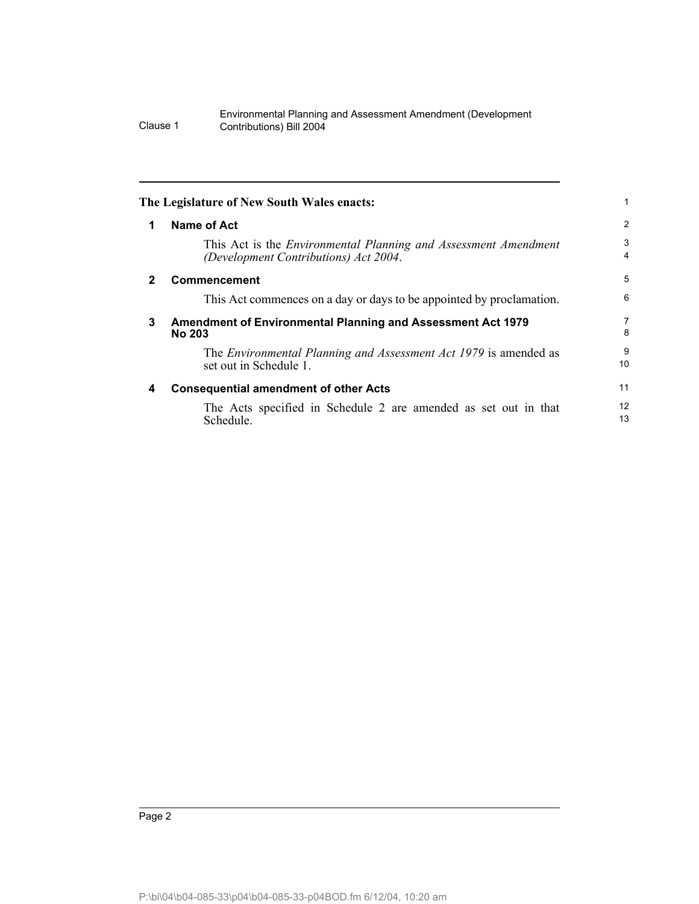**The Legislature of New South Wales enacts:**

## 1 Name of Act

This Act is the *Environmental Planning and Assessment Amendment (Development Contributions) Act 2004*.

## 2 Commencement

This Act commences on a day or days to be appointed by proclamation.

## 3 Amendment of Environmental Planning and Assessment Act 1979 No 203

The *Environmental Planning and Assessment Act 1979* is amended as set out in Schedule 1.

## 4 Consequential amendment of other Acts

The Acts specified in Schedule 2 are amended as set out in that Schedule.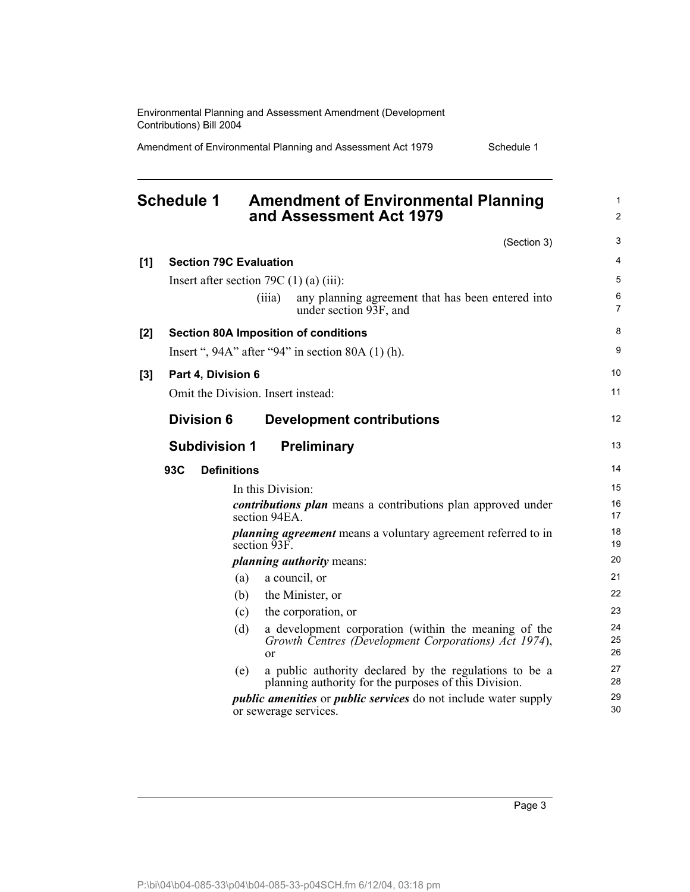# Schedule 1 Amendment of Environmental Planning and Assessment Act 1979

(Section 3)

**[1] Section 79C Evaluation**

Insert after section 79C (1) (a) (iii):

> (iiia) any planning agreement that has been entered into under section 93F, and

**[2] Section 80A Imposition of conditions**

Insert ", 94A" after "94" in section 80A (1) (h).

**[3] Part 4, Division 6**

Omit the Division. Insert instead:

## Division 6 Development contributions

### Subdivision 1 Preliminary

**93C Definitions**

In this Division:

***contributions plan*** means a contributions plan approved under section 94EA.

***planning agreement*** means a voluntary agreement referred to in section 93F.

***planning authority*** means:

(a) a council, or

(b) the Minister, or

(c) the corporation, or

(d) a development corporation (within the meaning of the *Growth Centres (Development Corporations) Act 1974*), or

(e) a public authority declared by the regulations to be a planning authority for the purposes of this Division.

***public amenities*** or ***public services*** do not include water supply or sewerage services.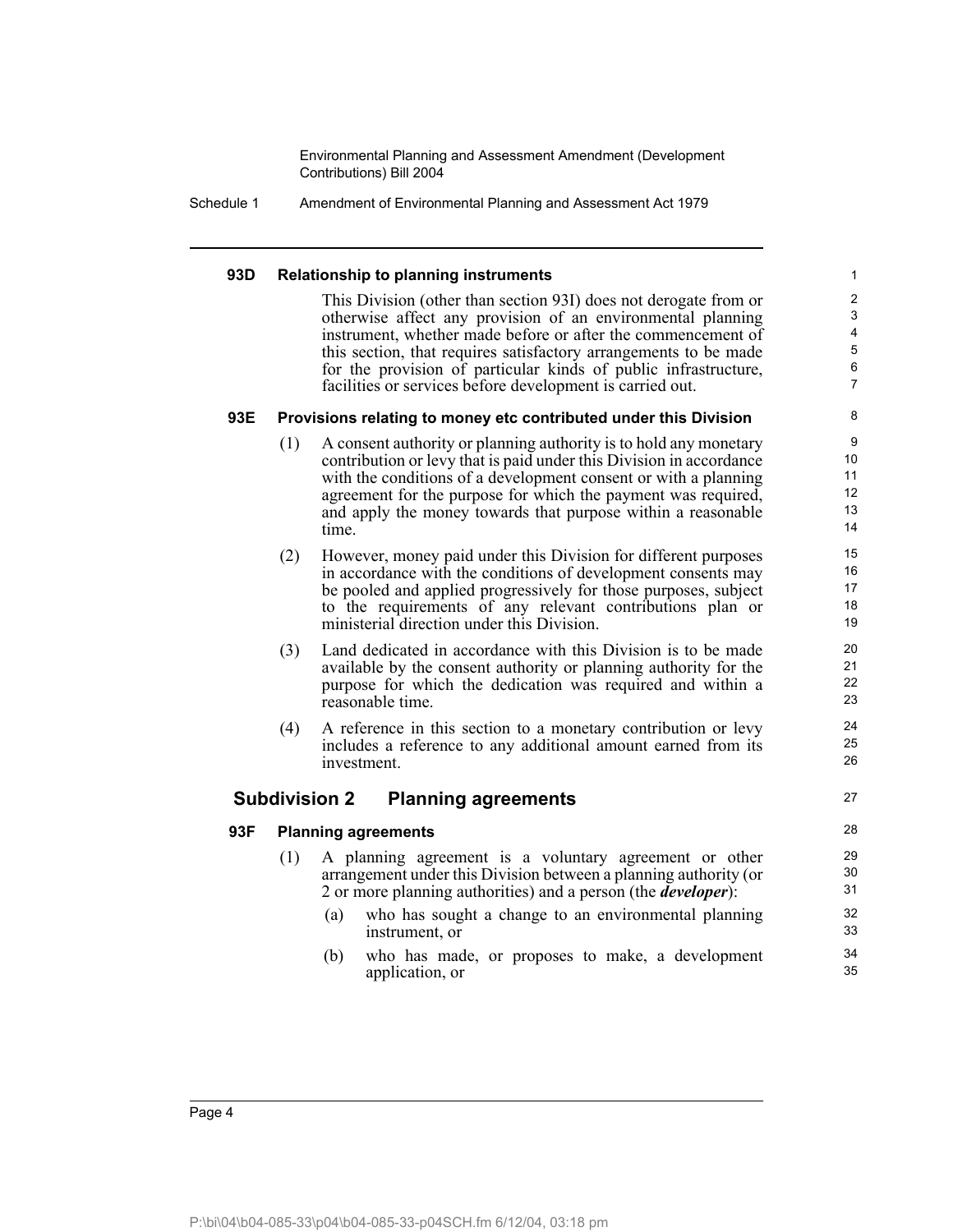**93D Relationship to planning instruments**

This Division (other than section 93I) does not derogate from or otherwise affect any provision of an environmental planning instrument, whether made before or after the commencement of this section, that requires satisfactory arrangements to be made for the provision of particular kinds of public infrastructure, facilities or services before development is carried out.

**93E Provisions relating to money etc contributed under this Division**

(1) A consent authority or planning authority is to hold any monetary contribution or levy that is paid under this Division in accordance with the conditions of a development consent or with a planning agreement for the purpose for which the payment was required, and apply the money towards that purpose within a reasonable time.

(2) However, money paid under this Division for different purposes in accordance with the conditions of development consents may be pooled and applied progressively for those purposes, subject to the requirements of any relevant contributions plan or ministerial direction under this Division.

(3) Land dedicated in accordance with this Division is to be made available by the consent authority or planning authority for the purpose for which the dedication was required and within a reasonable time.

(4) A reference in this section to a monetary contribution or levy includes a reference to any additional amount earned from its investment.

## Subdivision 2 Planning agreements

**93F Planning agreements**

(1) A planning agreement is a voluntary agreement or other arrangement under this Division between a planning authority (or 2 or more planning authorities) and a person (the ***developer***):

(a) who has sought a change to an environmental planning instrument, or

(b) who has made, or proposes to make, a development application, or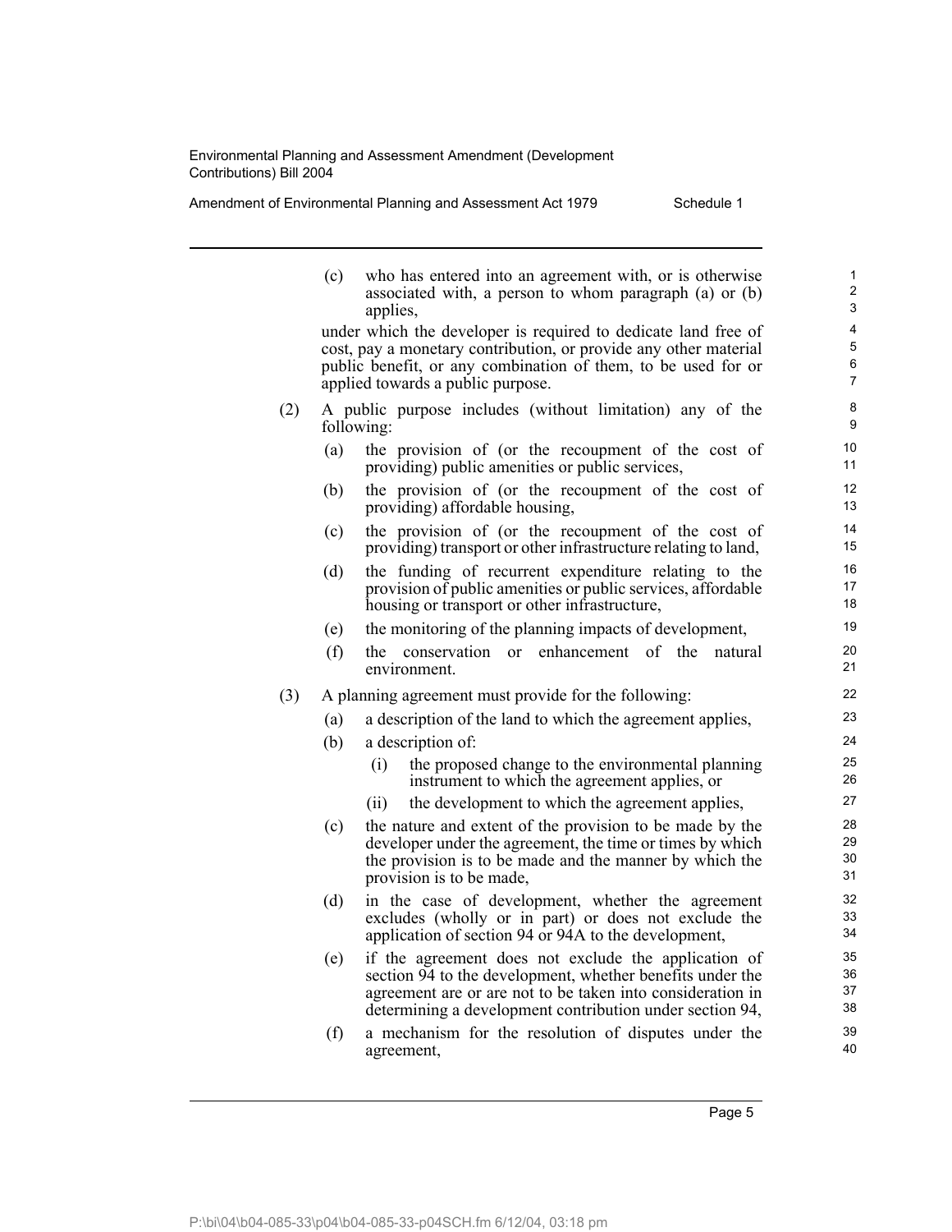(c) who has entered into an agreement with, or is otherwise associated with, a person to whom paragraph (a) or (b) applies,

under which the developer is required to dedicate land free of cost, pay a monetary contribution, or provide any other material public benefit, or any combination of them, to be used for or applied towards a public purpose.

(2) A public purpose includes (without limitation) any of the following:

(a) the provision of (or the recoupment of the cost of providing) public amenities or public services,

(b) the provision of (or the recoupment of the cost of providing) affordable housing,

(c) the provision of (or the recoupment of the cost of providing) transport or other infrastructure relating to land,

(d) the funding of recurrent expenditure relating to the provision of public amenities or public services, affordable housing or transport or other infrastructure,

(e) the monitoring of the planning impacts of development,

(f) the conservation or enhancement of the natural environment.

(3) A planning agreement must provide for the following:

(a) a description of the land to which the agreement applies,

(b) a description of:

(i) the proposed change to the environmental planning instrument to which the agreement applies, or

(ii) the development to which the agreement applies,

(c) the nature and extent of the provision to be made by the developer under the agreement, the time or times by which the provision is to be made and the manner by which the provision is to be made,

(d) in the case of development, whether the agreement excludes (wholly or in part) or does not exclude the application of section 94 or 94A to the development,

(e) if the agreement does not exclude the application of section 94 to the development, whether benefits under the agreement are or are not to be taken into consideration in determining a development contribution under section 94,

(f) a mechanism for the resolution of disputes under the agreement,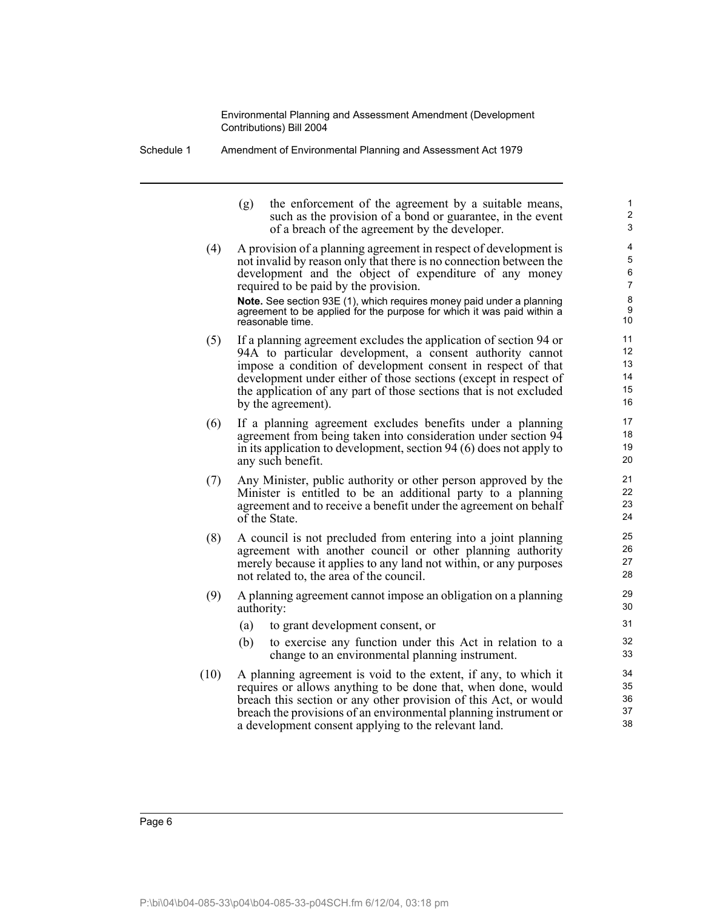(g) the enforcement of the agreement by a suitable means, such as the provision of a bond or guarantee, in the event of a breach of the agreement by the developer.

(4) A provision of a planning agreement in respect of development is not invalid by reason only that there is no connection between the development and the object of expenditure of any money required to be paid by the provision.

**Note.** See section 93E (1), which requires money paid under a planning agreement to be applied for the purpose for which it was paid within a reasonable time.

(5) If a planning agreement excludes the application of section 94 or 94A to particular development, a consent authority cannot impose a condition of development consent in respect of that development under either of those sections (except in respect of the application of any part of those sections that is not excluded by the agreement).

(6) If a planning agreement excludes benefits under a planning agreement from being taken into consideration under section 94 in its application to development, section 94 (6) does not apply to any such benefit.

(7) Any Minister, public authority or other person approved by the Minister is entitled to be an additional party to a planning agreement and to receive a benefit under the agreement on behalf of the State.

(8) A council is not precluded from entering into a joint planning agreement with another council or other planning authority merely because it applies to any land not within, or any purposes not related to, the area of the council.

(9) A planning agreement cannot impose an obligation on a planning authority:

(a) to grant development consent, or

(b) to exercise any function under this Act in relation to a change to an environmental planning instrument.

(10) A planning agreement is void to the extent, if any, to which it requires or allows anything to be done that, when done, would breach this section or any other provision of this Act, or would breach the provisions of an environmental planning instrument or a development consent applying to the relevant land.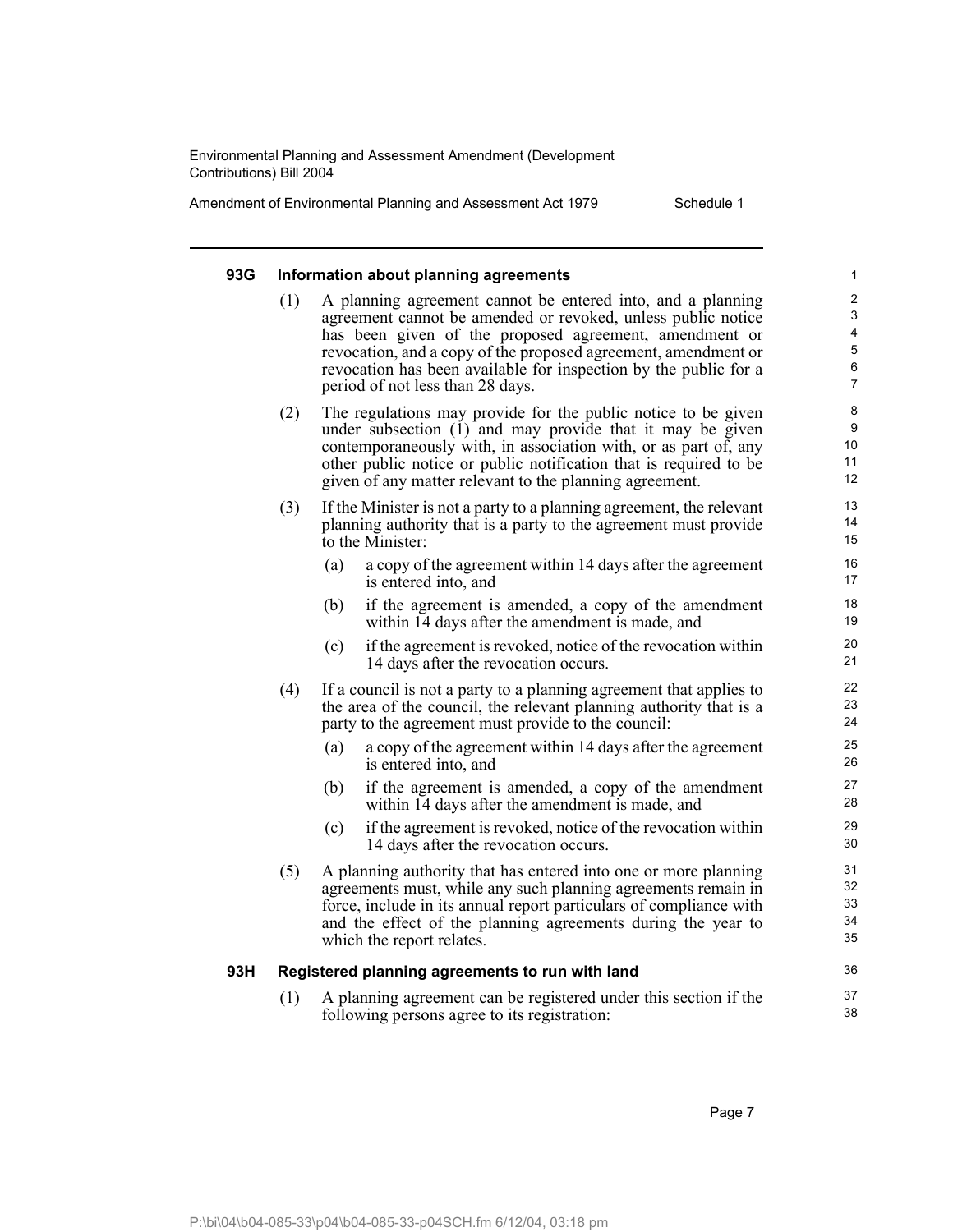### 93G Information about planning agreements

(1) A planning agreement cannot be entered into, and a planning agreement cannot be amended or revoked, unless public notice has been given of the proposed agreement, amendment or revocation, and a copy of the proposed agreement, amendment or revocation has been available for inspection by the public for a period of not less than 28 days.

(2) The regulations may provide for the public notice to be given under subsection (1) and may provide that it may be given contemporaneously with, in association with, or as part of, any other public notice or public notification that is required to be given of any matter relevant to the planning agreement.

(3) If the Minister is not a party to a planning agreement, the relevant planning authority that is a party to the agreement must provide to the Minister:

- (a) a copy of the agreement within 14 days after the agreement is entered into, and
- (b) if the agreement is amended, a copy of the amendment within 14 days after the amendment is made, and
- (c) if the agreement is revoked, notice of the revocation within 14 days after the revocation occurs.

(4) If a council is not a party to a planning agreement that applies to the area of the council, the relevant planning authority that is a party to the agreement must provide to the council:

- (a) a copy of the agreement within 14 days after the agreement is entered into, and
- (b) if the agreement is amended, a copy of the amendment within 14 days after the amendment is made, and
- (c) if the agreement is revoked, notice of the revocation within 14 days after the revocation occurs.

(5) A planning authority that has entered into one or more planning agreements must, while any such planning agreements remain in force, include in its annual report particulars of compliance with and the effect of the planning agreements during the year to which the report relates.

### 93H Registered planning agreements to run with land

(1) A planning agreement can be registered under this section if the following persons agree to its registration: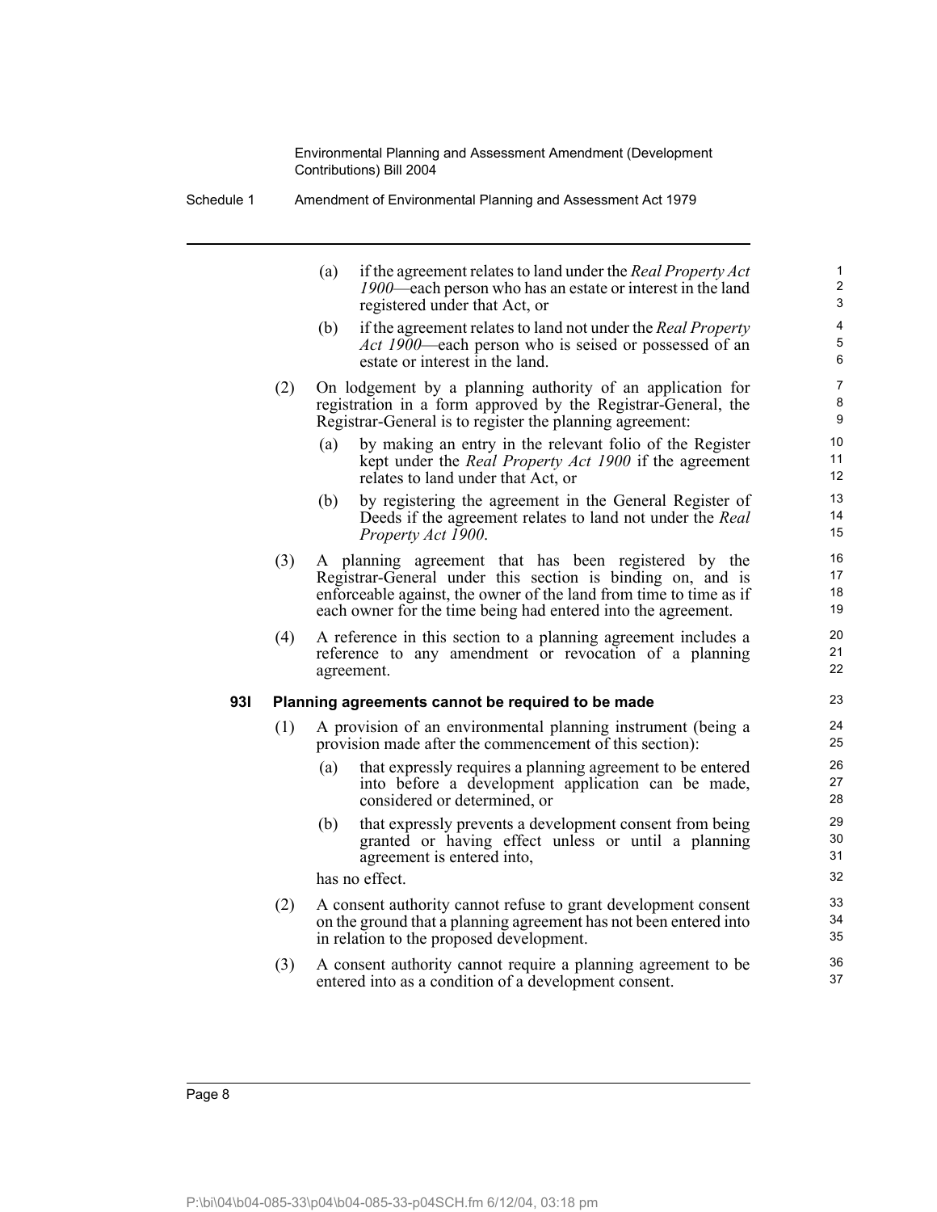(a) if the agreement relates to land under the *Real Property Act 1900*—each person who has an estate or interest in the land registered under that Act, or

(b) if the agreement relates to land not under the *Real Property Act 1900*—each person who is seised or possessed of an estate or interest in the land.

(2) On lodgement by a planning authority of an application for registration in a form approved by the Registrar-General, the Registrar-General is to register the planning agreement:

(a) by making an entry in the relevant folio of the Register kept under the *Real Property Act 1900* if the agreement relates to land under that Act, or

(b) by registering the agreement in the General Register of Deeds if the agreement relates to land not under the *Real Property Act 1900*.

(3) A planning agreement that has been registered by the Registrar-General under this section is binding on, and is enforceable against, the owner of the land from time to time as if each owner for the time being had entered into the agreement.

(4) A reference in this section to a planning agreement includes a reference to any amendment or revocation of a planning agreement.

**93I Planning agreements cannot be required to be made**

(1) A provision of an environmental planning instrument (being a provision made after the commencement of this section):

(a) that expressly requires a planning agreement to be entered into before a development application can be made, considered or determined, or

(b) that expressly prevents a development consent from being granted or having effect unless or until a planning agreement is entered into,

has no effect.

(2) A consent authority cannot refuse to grant development consent on the ground that a planning agreement has not been entered into in relation to the proposed development.

(3) A consent authority cannot require a planning agreement to be entered into as a condition of a development consent.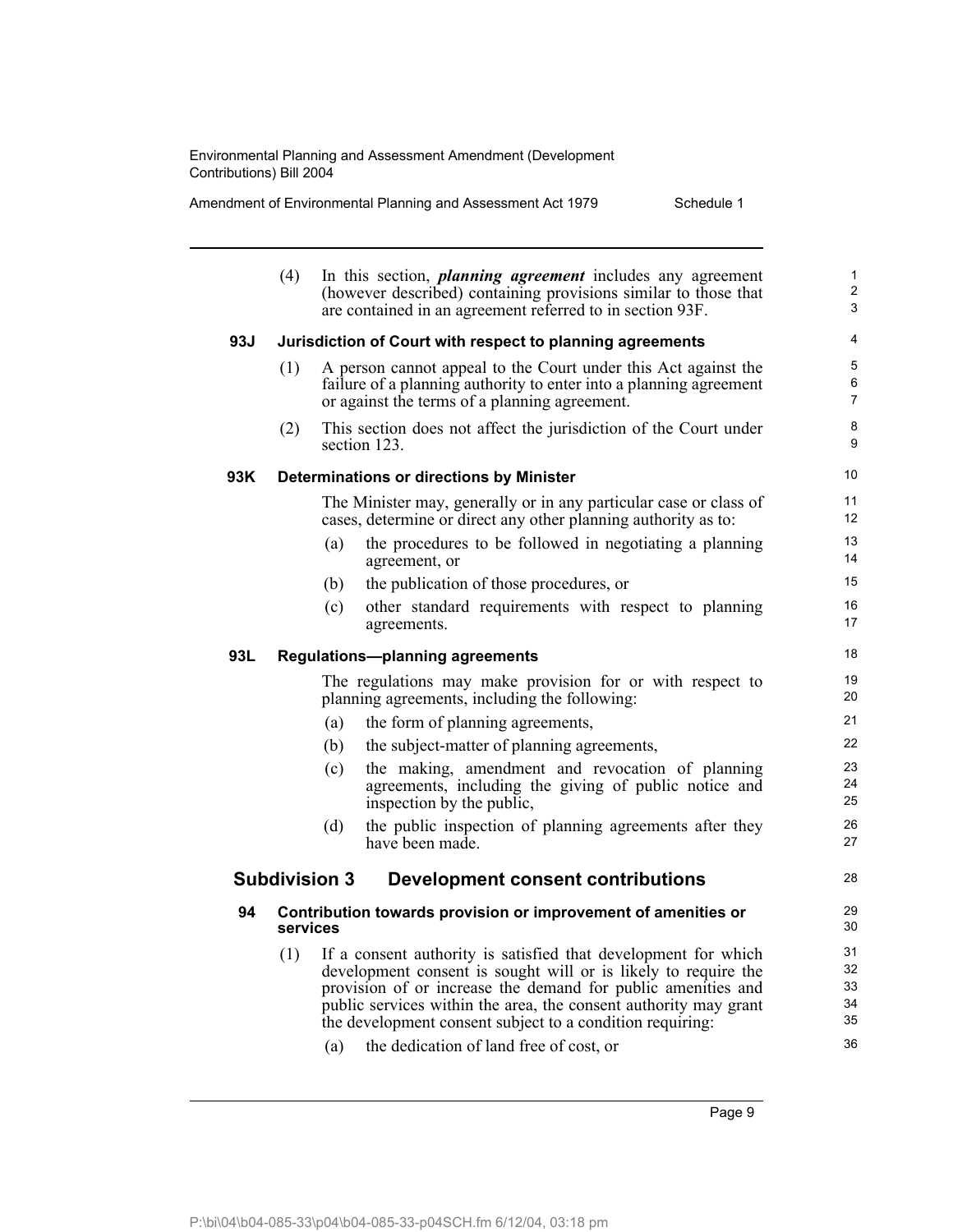(4) In this section, ***planning agreement*** includes any agreement (however described) containing provisions similar to those that are contained in an agreement referred to in section 93F.

### 93J Jurisdiction of Court with respect to planning agreements

(1) A person cannot appeal to the Court under this Act against the failure of a planning authority to enter into a planning agreement or against the terms of a planning agreement.

(2) This section does not affect the jurisdiction of the Court under section 123.

### 93K Determinations or directions by Minister

The Minister may, generally or in any particular case or class of cases, determine or direct any other planning authority as to:

(a) the procedures to be followed in negotiating a planning agreement, or

(b) the publication of those procedures, or

(c) other standard requirements with respect to planning agreements.

### 93L Regulations—planning agreements

The regulations may make provision for or with respect to planning agreements, including the following:

(a) the form of planning agreements,

(b) the subject-matter of planning agreements,

(c) the making, amendment and revocation of planning agreements, including the giving of public notice and inspection by the public,

(d) the public inspection of planning agreements after they have been made.

## Subdivision 3 Development consent contributions

### 94 Contribution towards provision or improvement of amenities or services

(1) If a consent authority is satisfied that development for which development consent is sought will or is likely to require the provision of or increase the demand for public amenities and public services within the area, the consent authority may grant the development consent subject to a condition requiring:

(a) the dedication of land free of cost, or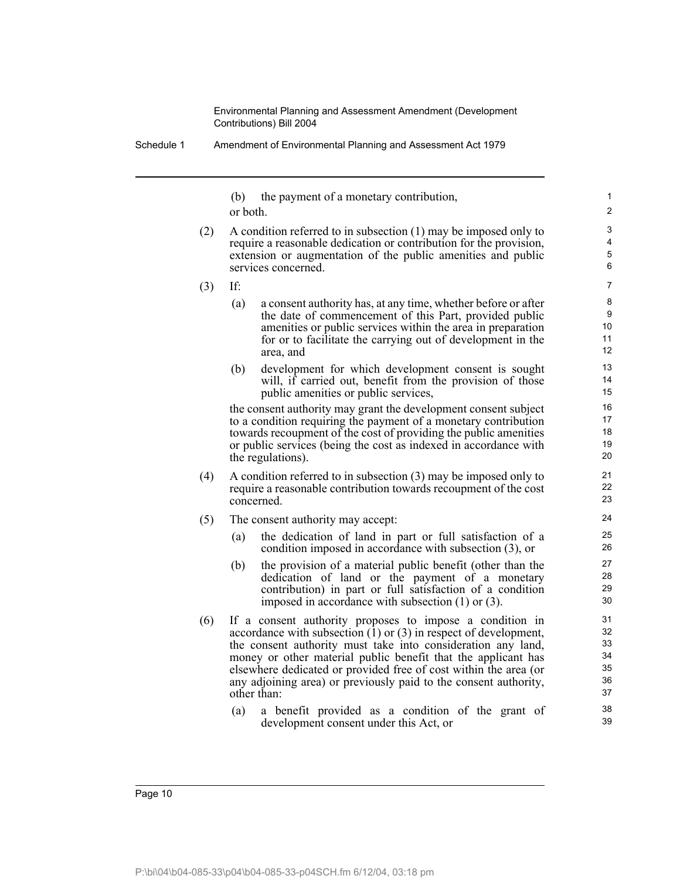(b) the payment of a monetary contribution,

or both.

(2) A condition referred to in subsection (1) may be imposed only to require a reasonable dedication or contribution for the provision, extension or augmentation of the public amenities and public services concerned.

(3) If:

(a) a consent authority has, at any time, whether before or after the date of commencement of this Part, provided public amenities or public services within the area in preparation for or to facilitate the carrying out of development in the area, and

(b) development for which development consent is sought will, if carried out, benefit from the provision of those public amenities or public services,

the consent authority may grant the development consent subject to a condition requiring the payment of a monetary contribution towards recoupment of the cost of providing the public amenities or public services (being the cost as indexed in accordance with the regulations).

(4) A condition referred to in subsection (3) may be imposed only to require a reasonable contribution towards recoupment of the cost concerned.

(5) The consent authority may accept:

(a) the dedication of land in part or full satisfaction of a condition imposed in accordance with subsection (3), or

(b) the provision of a material public benefit (other than the dedication of land or the payment of a monetary contribution) in part or full satisfaction of a condition imposed in accordance with subsection (1) or (3).

(6) If a consent authority proposes to impose a condition in accordance with subsection (1) or (3) in respect of development, the consent authority must take into consideration any land, money or other material public benefit that the applicant has elsewhere dedicated or provided free of cost within the area (or any adjoining area) or previously paid to the consent authority, other than:

(a) a benefit provided as a condition of the grant of development consent under this Act, or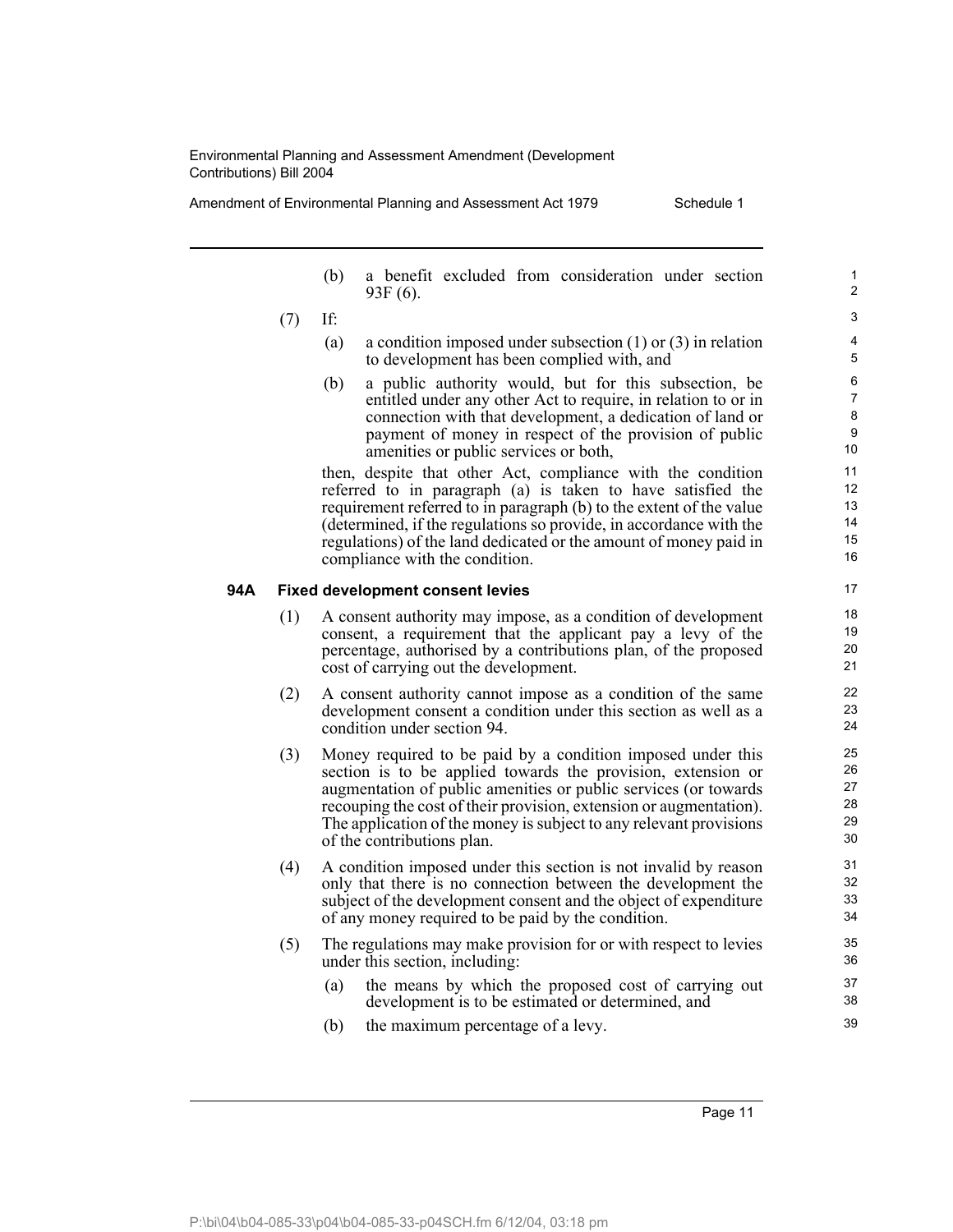(b) a benefit excluded from consideration under section 93F (6).

(7) If:

(a) a condition imposed under subsection (1) or (3) in relation to development has been complied with, and

(b) a public authority would, but for this subsection, be entitled under any other Act to require, in relation to or in connection with that development, a dedication of land or payment of money in respect of the provision of public amenities or public services or both,

then, despite that other Act, compliance with the condition referred to in paragraph (a) is taken to have satisfied the requirement referred to in paragraph (b) to the extent of the value (determined, if the regulations so provide, in accordance with the regulations) of the land dedicated or the amount of money paid in compliance with the condition.

**94A Fixed development consent levies**

(1) A consent authority may impose, as a condition of development consent, a requirement that the applicant pay a levy of the percentage, authorised by a contributions plan, of the proposed cost of carrying out the development.

(2) A consent authority cannot impose as a condition of the same development consent a condition under this section as well as a condition under section 94.

(3) Money required to be paid by a condition imposed under this section is to be applied towards the provision, extension or augmentation of public amenities or public services (or towards recouping the cost of their provision, extension or augmentation). The application of the money is subject to any relevant provisions of the contributions plan.

(4) A condition imposed under this section is not invalid by reason only that there is no connection between the development the subject of the development consent and the object of expenditure of any money required to be paid by the condition.

(5) The regulations may make provision for or with respect to levies under this section, including:

(a) the means by which the proposed cost of carrying out development is to be estimated or determined, and

(b) the maximum percentage of a levy.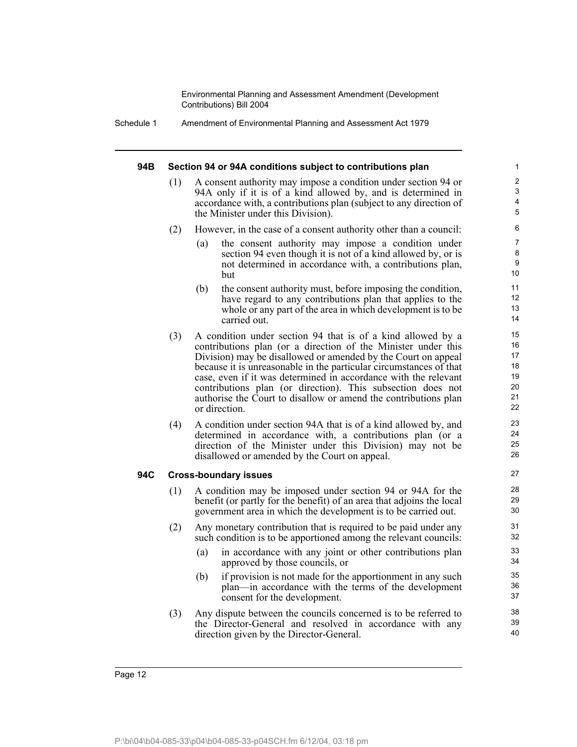### 94B Section 94 or 94A conditions subject to contributions plan

(1) A consent authority may impose a condition under section 94 or 94A only if it is of a kind allowed by, and is determined in accordance with, a contributions plan (subject to any direction of the Minister under this Division).

(2) However, in the case of a consent authority other than a council:

(a) the consent authority may impose a condition under section 94 even though it is not of a kind allowed by, or is not determined in accordance with, a contributions plan, but

(b) the consent authority must, before imposing the condition, have regard to any contributions plan that applies to the whole or any part of the area in which development is to be carried out.

(3) A condition under section 94 that is of a kind allowed by a contributions plan (or a direction of the Minister under this Division) may be disallowed or amended by the Court on appeal because it is unreasonable in the particular circumstances of that case, even if it was determined in accordance with the relevant contributions plan (or direction). This subsection does not authorise the Court to disallow or amend the contributions plan or direction.

(4) A condition under section 94A that is of a kind allowed by, and determined in accordance with, a contributions plan (or a direction of the Minister under this Division) may not be disallowed or amended by the Court on appeal.

### 94C Cross-boundary issues

(1) A condition may be imposed under section 94 or 94A for the benefit (or partly for the benefit) of an area that adjoins the local government area in which the development is to be carried out.

(2) Any monetary contribution that is required to be paid under any such condition is to be apportioned among the relevant councils:

(a) in accordance with any joint or other contributions plan approved by those councils, or

(b) if provision is not made for the apportionment in any such plan—in accordance with the terms of the development consent for the development.

(3) Any dispute between the councils concerned is to be referred to the Director-General and resolved in accordance with any direction given by the Director-General.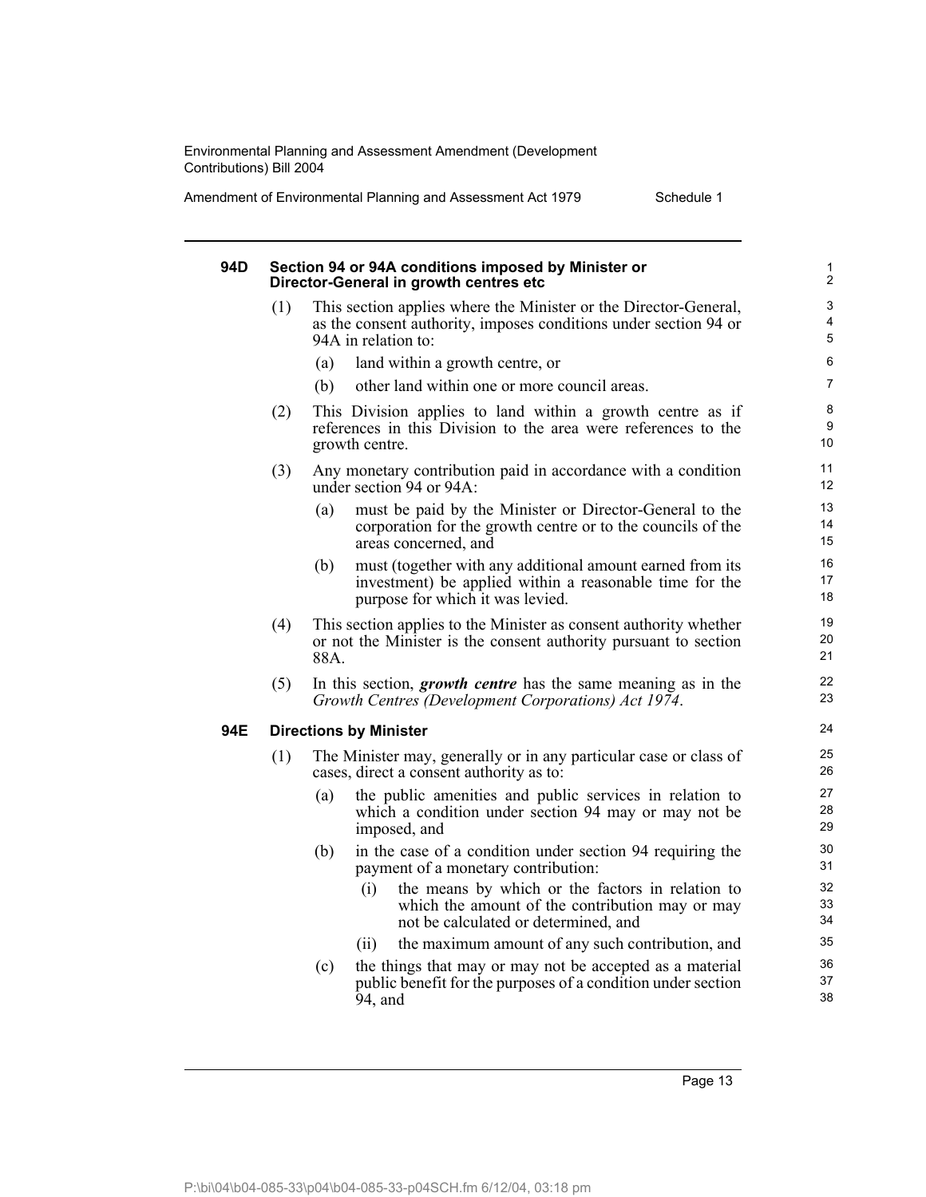### 94D Section 94 or 94A conditions imposed by Minister or Director-General in growth centres etc

(1) This section applies where the Minister or the Director-General, as the consent authority, imposes conditions under section 94 or 94A in relation to:

- (a) land within a growth centre, or
- (b) other land within one or more council areas.

(2) This Division applies to land within a growth centre as if references in this Division to the area were references to the growth centre.

(3) Any monetary contribution paid in accordance with a condition under section 94 or 94A:

- (a) must be paid by the Minister or Director-General to the corporation for the growth centre or to the councils of the areas concerned, and
- (b) must (together with any additional amount earned from its investment) be applied within a reasonable time for the purpose for which it was levied.

(4) This section applies to the Minister as consent authority whether or not the Minister is the consent authority pursuant to section 88A.

(5) In this section, ***growth centre*** has the same meaning as in the *Growth Centres (Development Corporations) Act 1974*.

### 94E Directions by Minister

(1) The Minister may, generally or in any particular case or class of cases, direct a consent authority as to:

- (a) the public amenities and public services in relation to which a condition under section 94 may or may not be imposed, and
- (b) in the case of a condition under section 94 requiring the payment of a monetary contribution:
  - (i) the means by which or the factors in relation to which the amount of the contribution may or may not be calculated or determined, and
  - (ii) the maximum amount of any such contribution, and
- (c) the things that may or may not be accepted as a material public benefit for the purposes of a condition under section 94, and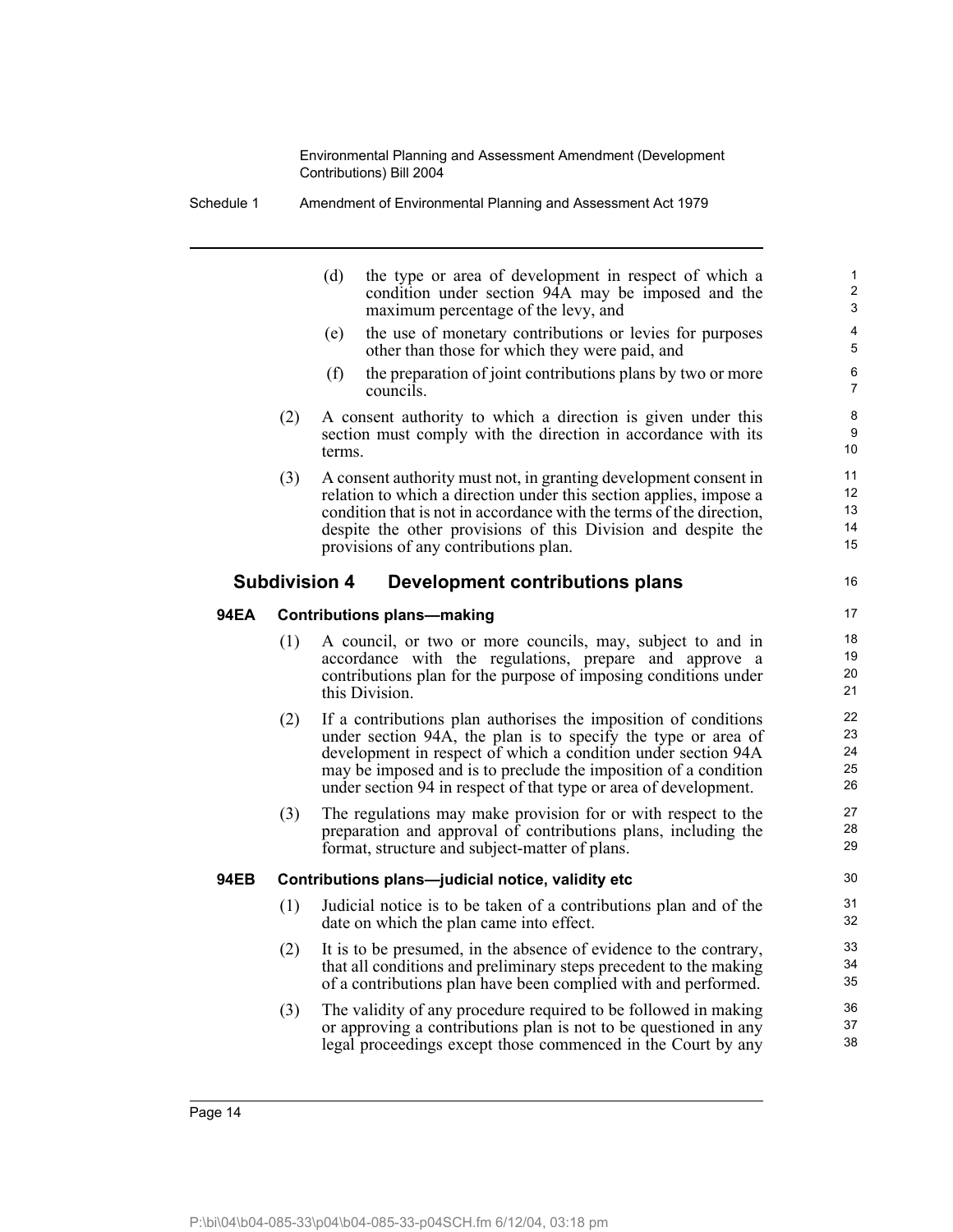(d) the type or area of development in respect of which a condition under section 94A may be imposed and the maximum percentage of the levy, and

(e) the use of monetary contributions or levies for purposes other than those for which they were paid, and

(f) the preparation of joint contributions plans by two or more councils.

(2) A consent authority to which a direction is given under this section must comply with the direction in accordance with its terms.

(3) A consent authority must not, in granting development consent in relation to which a direction under this section applies, impose a condition that is not in accordance with the terms of the direction, despite the other provisions of this Division and despite the provisions of any contributions plan.

## Subdivision 4 Development contributions plans

### 94EA Contributions plans—making

(1) A council, or two or more councils, may, subject to and in accordance with the regulations, prepare and approve a contributions plan for the purpose of imposing conditions under this Division.

(2) If a contributions plan authorises the imposition of conditions under section 94A, the plan is to specify the type or area of development in respect of which a condition under section 94A may be imposed and is to preclude the imposition of a condition under section 94 in respect of that type or area of development.

(3) The regulations may make provision for or with respect to the preparation and approval of contributions plans, including the format, structure and subject-matter of plans.

### 94EB Contributions plans—judicial notice, validity etc

(1) Judicial notice is to be taken of a contributions plan and of the date on which the plan came into effect.

(2) It is to be presumed, in the absence of evidence to the contrary, that all conditions and preliminary steps precedent to the making of a contributions plan have been complied with and performed.

(3) The validity of any procedure required to be followed in making or approving a contributions plan is not to be questioned in any legal proceedings except those commenced in the Court by any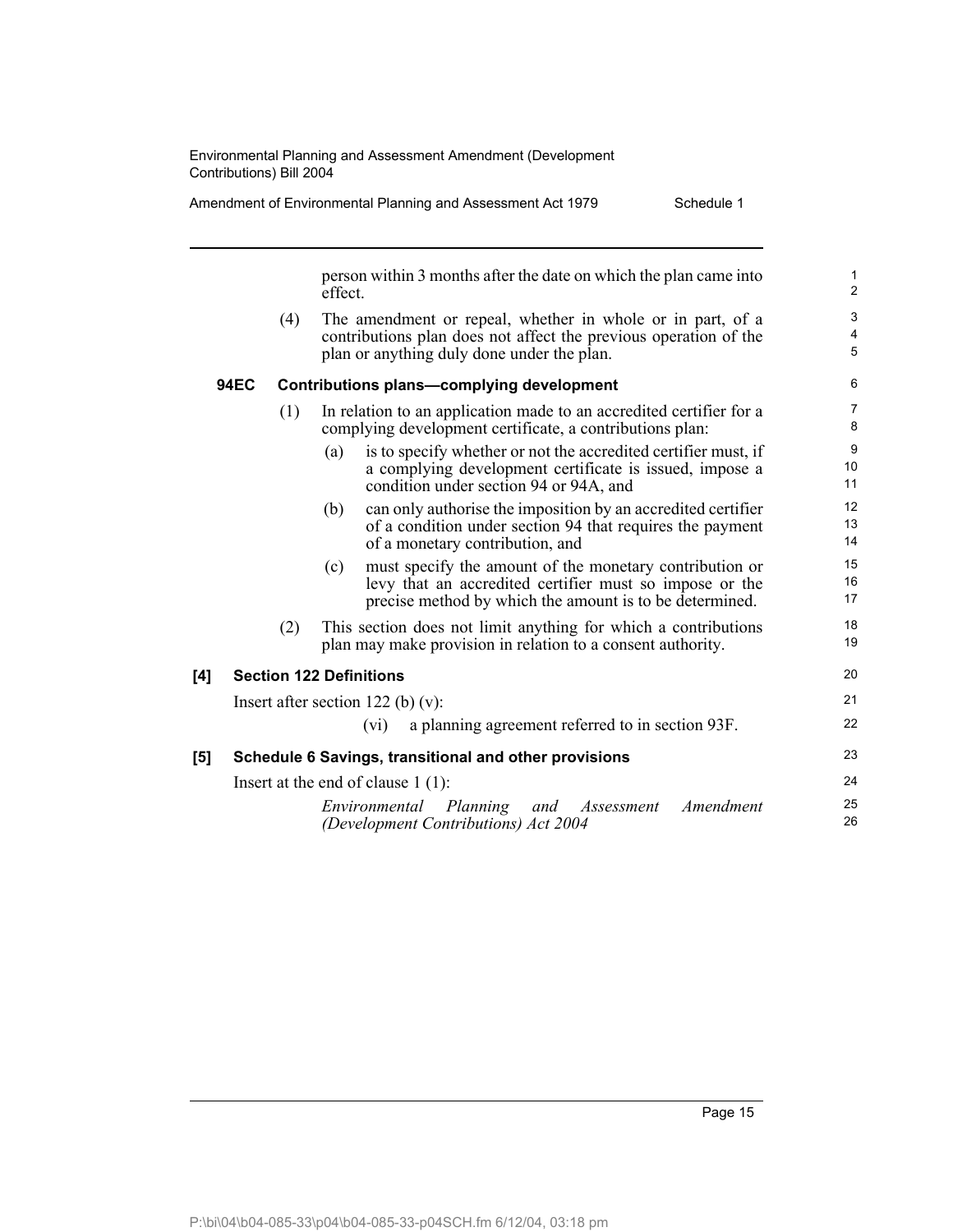person within 3 months after the date on which the plan came into effect.

(4) The amendment or repeal, whether in whole or in part, of a contributions plan does not affect the previous operation of the plan or anything duly done under the plan.

**94EC Contributions plans—complying development**

(1) In relation to an application made to an accredited certifier for a complying development certificate, a contributions plan:

(a) is to specify whether or not the accredited certifier must, if a complying development certificate is issued, impose a condition under section 94 or 94A, and

(b) can only authorise the imposition by an accredited certifier of a condition under section 94 that requires the payment of a monetary contribution, and

(c) must specify the amount of the monetary contribution or levy that an accredited certifier must so impose or the precise method by which the amount is to be determined.

(2) This section does not limit anything for which a contributions plan may make provision in relation to a consent authority.

**[4] Section 122 Definitions**

Insert after section 122 (b) (v):

(vi) a planning agreement referred to in section 93F.

**[5] Schedule 6 Savings, transitional and other provisions**

Insert at the end of clause 1 (1):

*Environmental Planning and Assessment Amendment (Development Contributions) Act 2004*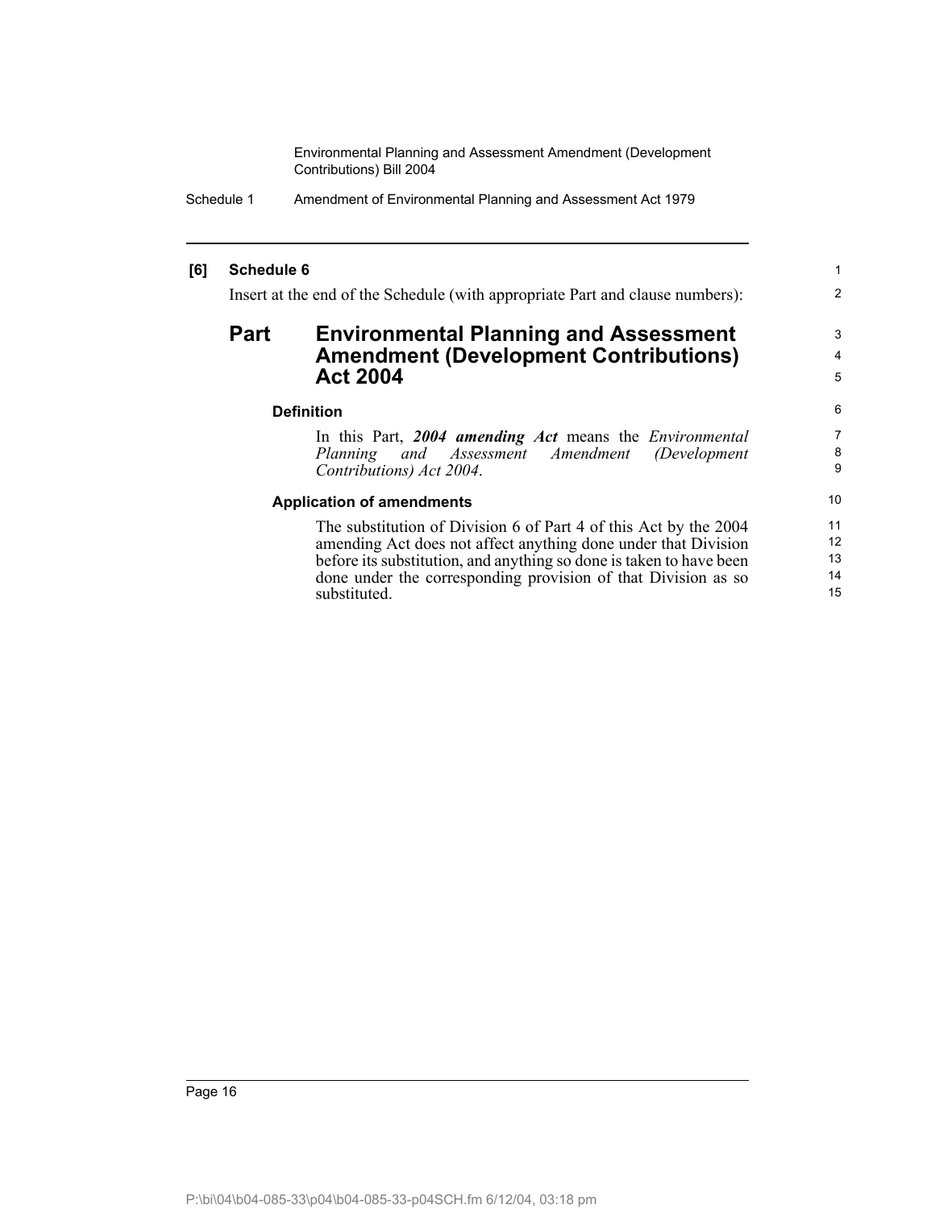**[6] Schedule 6**

Insert at the end of the Schedule (with appropriate Part and clause numbers):

## Part Environmental Planning and Assessment Amendment (Development Contributions) Act 2004

### Definition

In this Part, ***2004 amending Act*** means the *Environmental Planning and Assessment Amendment (Development Contributions) Act 2004*.

### Application of amendments

The substitution of Division 6 of Part 4 of this Act by the 2004 amending Act does not affect anything done under that Division before its substitution, and anything so done is taken to have been done under the corresponding provision of that Division as so substituted.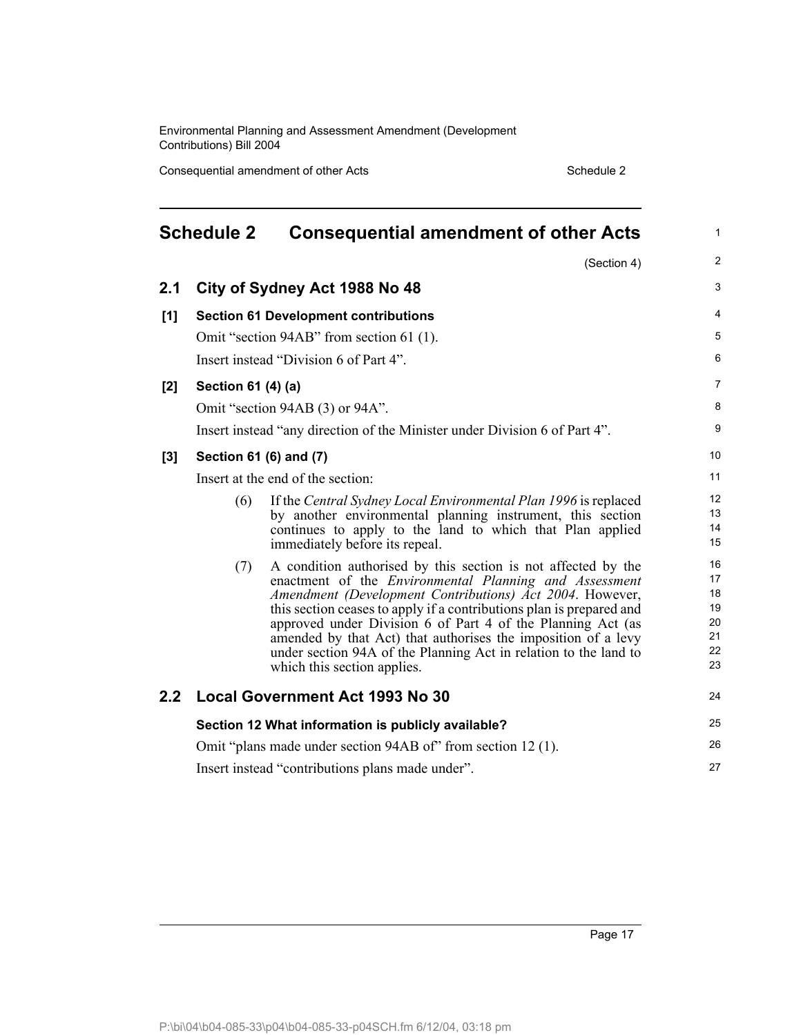# Schedule 2 Consequential amendment of other Acts

(Section 4)

## 2.1 City of Sydney Act 1988 No 48

**[1] Section 61 Development contributions**

Omit "section 94AB" from section 61 (1).

Insert instead "Division 6 of Part 4".

**[2] Section 61 (4) (a)**

Omit "section 94AB (3) or 94A".

Insert instead "any direction of the Minister under Division 6 of Part 4".

**[3] Section 61 (6) and (7)**

Insert at the end of the section:

(6) If the *Central Sydney Local Environmental Plan 1996* is replaced by another environmental planning instrument, this section continues to apply to the land to which that Plan applied immediately before its repeal.

(7) A condition authorised by this section is not affected by the enactment of the *Environmental Planning and Assessment Amendment (Development Contributions) Act 2004*. However, this section ceases to apply if a contributions plan is prepared and approved under Division 6 of Part 4 of the Planning Act (as amended by that Act) that authorises the imposition of a levy under section 94A of the Planning Act in relation to the land to which this section applies.

## 2.2 Local Government Act 1993 No 30

**Section 12 What information is publicly available?**

Omit "plans made under section 94AB of" from section 12 (1).

Insert instead "contributions plans made under".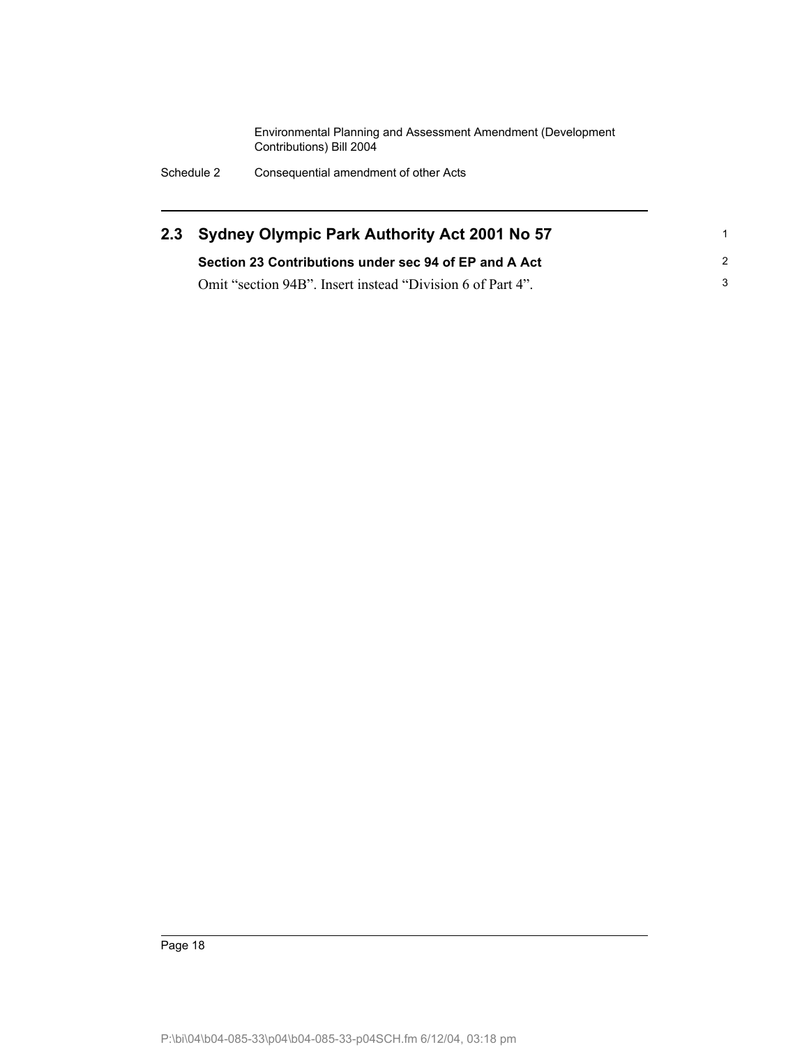## 2.3 Sydney Olympic Park Authority Act 2001 No 57

**Section 23 Contributions under sec 94 of EP and A Act**

Omit "section 94B". Insert instead "Division 6 of Part 4".